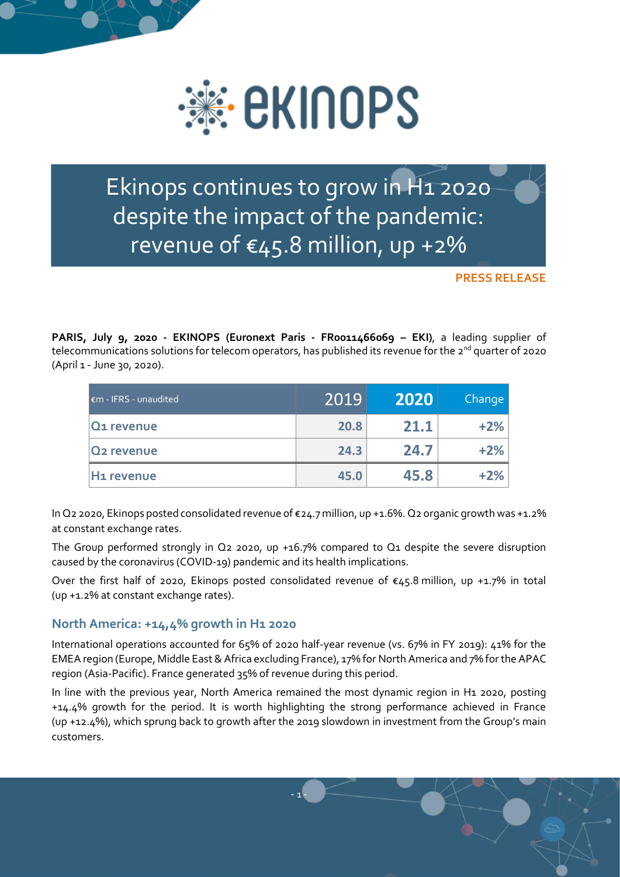# Ekinops continues to grow in H1 2020 despite the impact of the pandemic: revenue of €45.8 million, up +2%

**PRESS RELEASE**

**PARIS, July 9, 2020 - EKINOPS (Euronext Paris - FR0011466069 – EKI)**, a leading supplier of telecommunications solutions for telecom operators, has published its revenue for the 2nd quarter of 2020 (April 1 - June 30, 2020).

| €m - IFRS - unaudited | 2019 | **2020** | Change |
|---|---|---|---|
| **Q1 revenue** | **20.8** | **21.1** | **+2%** |
| **Q2 revenue** | **24.3** | **24.7** | **+2%** |
| **H1 revenue** | **45.0** | **45.8** | **+2%** |

In Q2 2020, Ekinops posted consolidated revenue of €24.7 million, up +1.6%. Q2 organic growth was +1.2% at constant exchange rates.

The Group performed strongly in Q2 2020, up +16.7% compared to Q1 despite the severe disruption caused by the coronavirus (COVID-19) pandemic and its health implications.

Over the first half of 2020, Ekinops posted consolidated revenue of €45.8 million, up +1.7% in total (up +1.2% at constant exchange rates).

## North America: +14,4% growth in H1 2020

International operations accounted for 65% of 2020 half-year revenue (vs. 67% in FY 2019): 41% for the EMEA region (Europe, Middle East & Africa excluding France), 17% for North America and 7% for the APAC region (Asia-Pacific). France generated 35% of revenue during this period.

In line with the previous year, North America remained the most dynamic region in H1 2020, posting +14.4% growth for the period. It is worth highlighting the strong performance achieved in France (up +12.4%), which sprung back to growth after the 2019 slowdown in investment from the Group's main customers.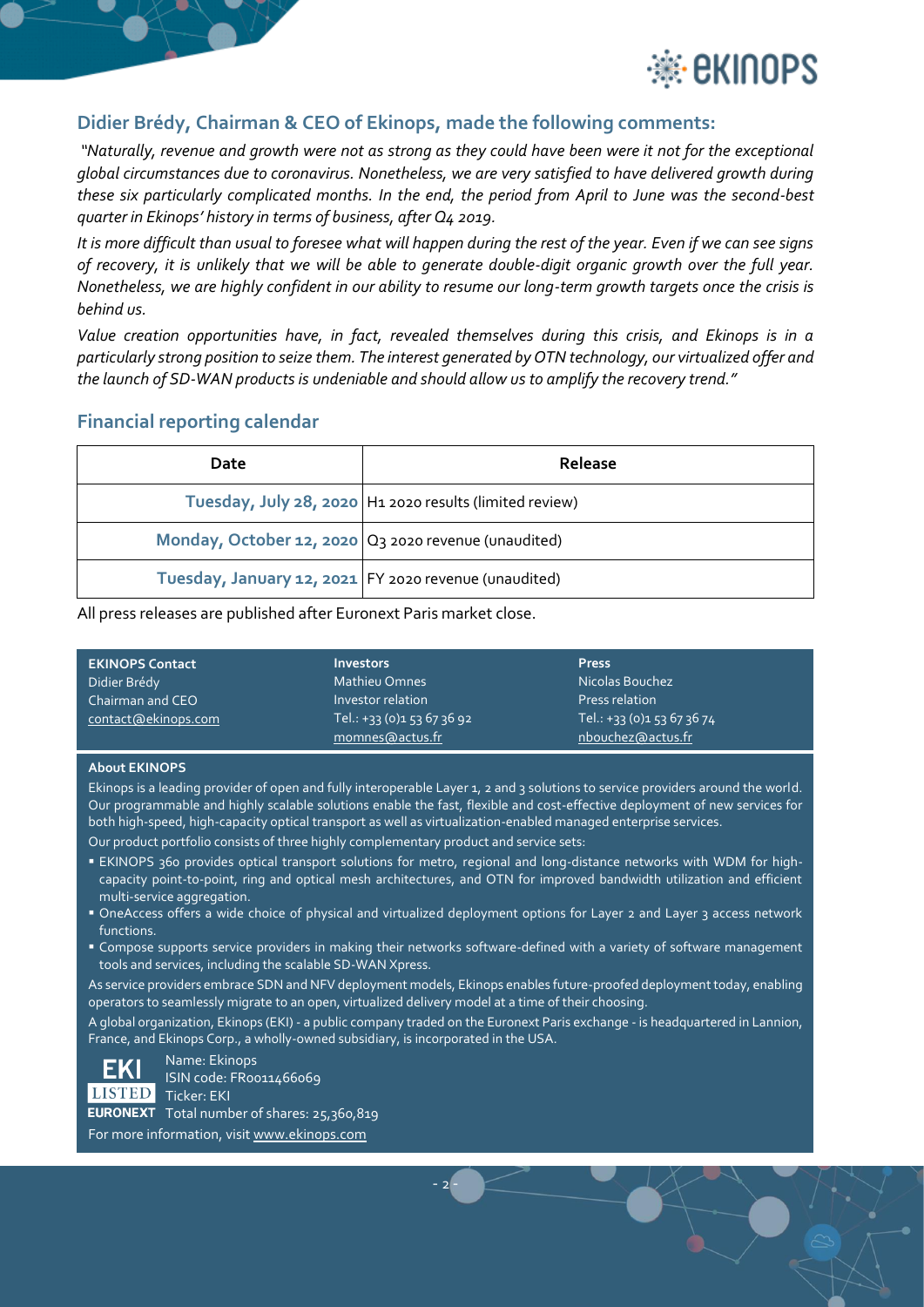## Didier Brédy, Chairman & CEO of Ekinops, made the following comments:

*"Naturally, revenue and growth were not as strong as they could have been were it not for the exceptional global circumstances due to coronavirus. Nonetheless, we are very satisfied to have delivered growth during these six particularly complicated months. In the end, the period from April to June was the second-best quarter in Ekinops' history in terms of business, after Q4 2019.*

*It is more difficult than usual to foresee what will happen during the rest of the year. Even if we can see signs of recovery, it is unlikely that we will be able to generate double-digit organic growth over the full year. Nonetheless, we are highly confident in our ability to resume our long-term growth targets once the crisis is behind us.*

*Value creation opportunities have, in fact, revealed themselves during this crisis, and Ekinops is in a particularly strong position to seize them. The interest generated by OTN technology, our virtualized offer and the launch of SD-WAN products is undeniable and should allow us to amplify the recovery trend."*

## Financial reporting calendar

| Date | Release |
|---|---|
| Tuesday, July 28, 2020 | H1 2020 results (limited review) |
| Monday, October 12, 2020 | Q3 2020 revenue (unaudited) |
| Tuesday, January 12, 2021 | FY 2020 revenue (unaudited) |

All press releases are published after Euronext Paris market close.

| EKINOPS Contact | Investors | Press |
|---|---|---|
| Didier Brédy | Mathieu Omnes | Nicolas Bouchez |
| Chairman and CEO | Investor relation | Press relation |
| contact@ekinops.com | Tel.: +33 (0)1 53 67 36 92 | Tel.: +33 (0)1 53 67 36 74 |
| | momnes@actus.fr | nbouchez@actus.fr |

**About EKINOPS**

Ekinops is a leading provider of open and fully interoperable Layer 1, 2 and 3 solutions to service providers around the world. Our programmable and highly scalable solutions enable the fast, flexible and cost-effective deployment of new services for both high-speed, high-capacity optical transport as well as virtualization-enabled managed enterprise services.

Our product portfolio consists of three highly complementary product and service sets:

- EKINOPS 360 provides optical transport solutions for metro, regional and long-distance networks with WDM for high-capacity point-to-point, ring and optical mesh architectures, and OTN for improved bandwidth utilization and efficient multi-service aggregation.
- OneAccess offers a wide choice of physical and virtualized deployment options for Layer 2 and Layer 3 access network functions.
- Compose supports service providers in making their networks software-defined with a variety of software management tools and services, including the scalable SD-WAN Xpress.

As service providers embrace SDN and NFV deployment models, Ekinops enables future-proofed deployment today, enabling operators to seamlessly migrate to an open, virtualized delivery model at a time of their choosing.

A global organization, Ekinops (EKI) - a public company traded on the Euronext Paris exchange - is headquartered in Lannion, France, and Ekinops Corp., a wholly-owned subsidiary, is incorporated in the USA.

Name: Ekinops
ISIN code: FR0011466069
Ticker: EKI
Total number of shares: 25,360,819

For more information, visit www.ekinops.com